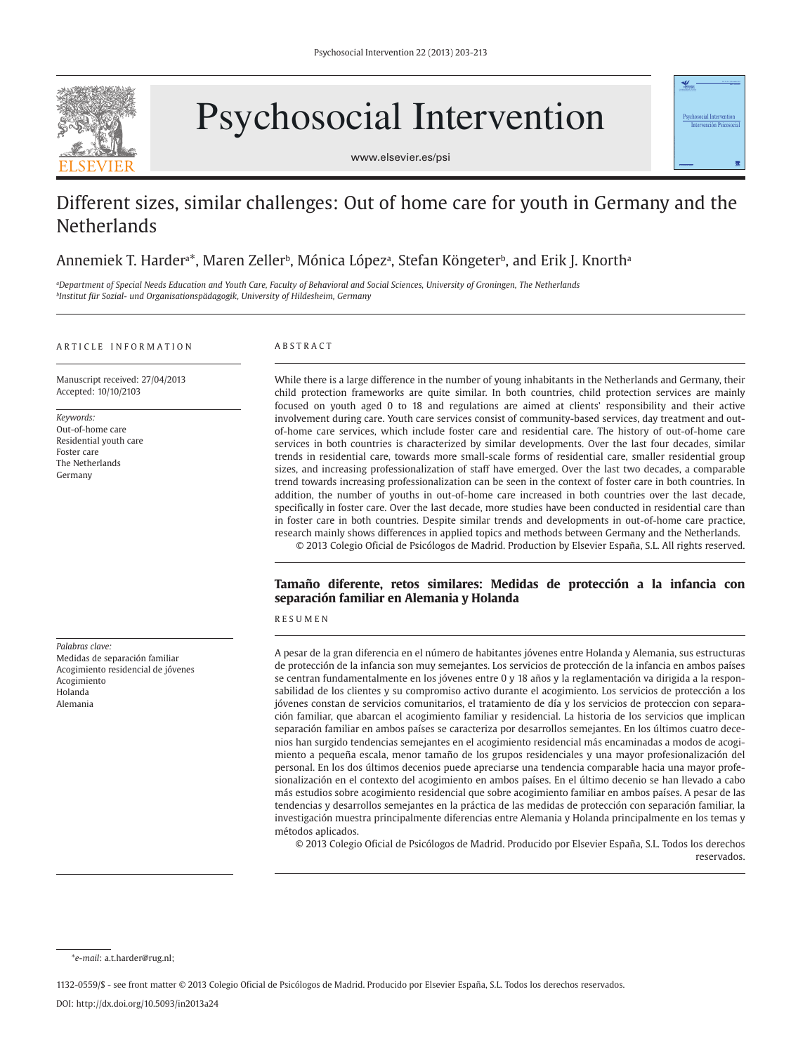# Different sizes, similar challenges: Out of home care for youth in Germany and the Netherlands

Annemiek T. Harder[a]*, Maren Zeller[b], Mónica López[a], Stefan Köngeter[b], and Erik J. Knorth[a]

[a]*Department of Special Needs Education and Youth Care, Faculty of Behavioral and Social Sciences, University of Groningen, The Netherlands*
[b]*Institut für Sozial- und Organisationspädagogik, University of Hildesheim, Germany*

ARTICLE INFORMATION

Manuscript received: 27/04/2013
Accepted: 10/10/2103

*Keywords:*
Out-of-home care
Residential youth care
Foster care
The Netherlands
Germany

ABSTRACT

While there is a large difference in the number of young inhabitants in the Netherlands and Germany, their child protection frameworks are quite similar. In both countries, child protection services are mainly focused on youth aged 0 to 18 and regulations are aimed at clients' responsibility and their active involvement during care. Youth care services consist of community-based services, day treatment and out-of-home care services, which include foster care and residential care. The history of out-of-home care services in both countries is characterized by similar developments. Over the last four decades, similar trends in residential care, towards more small-scale forms of residential care, smaller residential group sizes, and increasing professionalization of staff have emerged. Over the last two decades, a comparable trend towards increasing professionalization can be seen in the context of foster care in both countries. In addition, the number of youths in out-of-home care increased in both countries over the last decade, specifically in foster care. Over the last decade, more studies have been conducted in residential care than in foster care in both countries. Despite similar trends and developments in out-of-home care practice, research mainly shows differences in applied topics and methods between Germany and the Netherlands.

© 2013 Colegio Oficial de Psicólogos de Madrid. Production by Elsevier España, S.L. All rights reserved.

## Tamaño diferente, retos similares: Medidas de protección a la infancia con separación familiar en Alemania y Holanda

*Palabras clave:*
Medidas de separación familiar
Acogimiento residencial de jóvenes
Acogimiento
Holanda
Alemania

RESUMEN

A pesar de la gran diferencia en el número de habitantes jóvenes entre Holanda y Alemania, sus estructuras de protección de la infancia son muy semejantes. Los servicios de protección de la infancia en ambos países se centran fundamentalmente en los jóvenes entre 0 y 18 años y la reglamentación va dirigida a la responsabilidad de los clientes y su compromiso activo durante el acogimiento. Los servicios de protección a los jóvenes constan de servicios comunitarios, el tratamiento de día y los servicios de proteccion con separación familiar, que abarcan el acogimiento familiar y residencial. La historia de los servicios que implican separación familiar en ambos países se caracteriza por desarrollos semejantes. En los últimos cuatro decenios han surgido tendencias semejantes en el acogimiento residencial más encaminadas a modos de acogimiento a pequeña escala, menor tamaño de los grupos residenciales y una mayor profesionalización del personal. En los dos últimos decenios puede apreciarse una tendencia comparable hacia una mayor profesionalización en el contexto del acogimiento en ambos países. En el último decenio se han llevado a cabo más estudios sobre acogimiento residencial que sobre acogimiento familiar en ambos países. A pesar de las tendencias y desarrollos semejantes en la práctica de las medidas de protección con separación familiar, la investigación muestra principalmente diferencias entre Alemania y Holanda principalmente en los temas y métodos aplicados.

© 2013 Colegio Oficial de Psicólogos de Madrid. Producido por Elsevier España, S.L. Todos los derechos reservados.

*e-mail: a.t.harder@rug.nl;

1132-0559/$ - see front matter © 2013 Colegio Oficial de Psicólogos de Madrid. Producido por Elsevier España, S.L. Todos los derechos reservados.

DOI: http://dx.doi.org/10.5093/in2013a24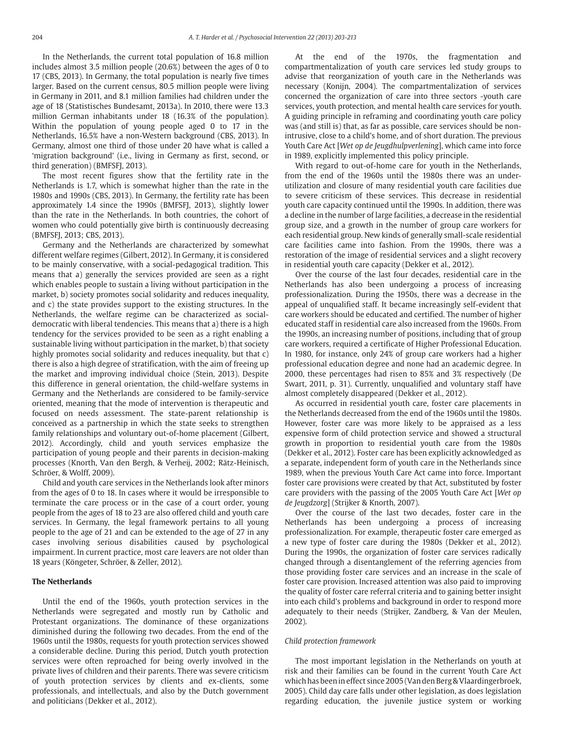In the Netherlands, the current total population of 16.8 million includes almost 3.5 million people (20.6%) between the ages of 0 to 17 (CBS, 2013). In Germany, the total population is nearly five times larger. Based on the current census, 80.5 million people were living in Germany in 2011, and 8.1 million families had children under the age of 18 (Statistisches Bundesamt, 2013a). In 2010, there were 13.3 million German inhabitants under 18 (16.3% of the population). Within the population of young people aged 0 to 17 in the Netherlands, 16.5% have a non-Western background (CBS, 2013). In Germany, almost one third of those under 20 have what is called a 'migration background' (i.e., living in Germany as first, second, or third generation) (BMFSFJ, 2013).

The most recent figures show that the fertility rate in the Netherlands is 1.7, which is somewhat higher than the rate in the 1980s and 1990s (CBS, 2013). In Germany, the fertility rate has been approximately 1.4 since the 1990s (BMFSFJ, 2013), slightly lower than the rate in the Netherlands. In both countries, the cohort of women who could potentially give birth is continuously decreasing (BMFSFJ, 2013; CBS, 2013).

Germany and the Netherlands are characterized by somewhat different welfare regimes (Gilbert, 2012). In Germany, it is considered to be mainly conservative, with a social-pedagogical tradition. This means that a) generally the services provided are seen as a right which enables people to sustain a living without participation in the market, b) society promotes social solidarity and reduces inequality, and c) the state provides support to the existing structures. In the Netherlands, the welfare regime can be characterized as social-democratic with liberal tendencies. This means that a) there is a high tendency for the services provided to be seen as a right enabling a sustainable living without participation in the market, b) that society highly promotes social solidarity and reduces inequality, but that c) there is also a high degree of stratification, with the aim of freeing up the market and improving individual choice (Stein, 2013). Despite this difference in general orientation, the child-welfare systems in Germany and the Netherlands are considered to be family-service oriented, meaning that the mode of intervention is therapeutic and focused on needs assessment. The state-parent relationship is conceived as a partnership in which the state seeks to strengthen family relationships and voluntary out-of-home placement (Gilbert, 2012). Accordingly, child and youth services emphasize the participation of young people and their parents in decision-making processes (Knorth, Van den Bergh, & Verheij, 2002; Rätz-Heinisch, Schröer, & Wolff, 2009).

Child and youth care services in the Netherlands look after minors from the ages of 0 to 18. In cases where it would be irresponsible to terminate the care process or in the case of a court order, young people from the ages of 18 to 23 are also offered child and youth care services. In Germany, the legal framework pertains to all young people to the age of 21 and can be extended to the age of 27 in any cases involving serious disabilities caused by psychological impairment. In current practice, most care leavers are not older than 18 years (Köngeter, Schröer, & Zeller, 2012).

## The Netherlands

Until the end of the 1960s, youth protection services in the Netherlands were segregated and mostly run by Catholic and Protestant organizations. The dominance of these organizations diminished during the following two decades. From the end of the 1960s until the 1980s, requests for youth protection services showed a considerable decline. During this period, Dutch youth protection services were often reproached for being overly involved in the private lives of children and their parents. There was severe criticism of youth protection services by clients and ex-clients, some professionals, and intellectuals, and also by the Dutch government and politicians (Dekker et al., 2012).

At the end of the 1970s, the fragmentation and compartmentalization of youth care services led study groups to advise that reorganization of youth care in the Netherlands was necessary (Konijn, 2004). The compartmentalization of services concerned the organization of care into three sectors -youth care services, youth protection, and mental health care services for youth. A guiding principle in reframing and coordinating youth care policy was (and still is) that, as far as possible, care services should be non-intrusive, close to a child's home, and of short duration. The previous Youth Care Act [*Wet op de Jeugdhulpverlening*], which came into force in 1989, explicitly implemented this policy principle.

With regard to out-of-home care for youth in the Netherlands, from the end of the 1960s until the 1980s there was an under-utilization and closure of many residential youth care facilities due to severe criticism of these services. This decrease in residential youth care capacity continued until the 1990s. In addition, there was a decline in the number of large facilities, a decrease in the residential group size, and a growth in the number of group care workers for each residential group. New kinds of generally small-scale residential care facilities came into fashion. From the 1990s, there was a restoration of the image of residential services and a slight recovery in residential youth care capacity (Dekker et al., 2012).

Over the course of the last four decades, residential care in the Netherlands has also been undergoing a process of increasing professionalization. During the 1950s, there was a decrease in the appeal of unqualified staff. It became increasingly self-evident that care workers should be educated and certified. The number of higher educated staff in residential care also increased from the 1960s. From the 1990s, an increasing number of positions, including that of group care workers, required a certificate of Higher Professional Education. In 1980, for instance, only 24% of group care workers had a higher professional education degree and none had an academic degree. In 2000, these percentages had risen to 85% and 3% respectively (De Swart, 2011, p. 31). Currently, unqualified and voluntary staff have almost completely disappeared (Dekker et al., 2012).

As occurred in residential youth care, foster care placements in the Netherlands decreased from the end of the 1960s until the 1980s. However, foster care was more likely to be appraised as a less expensive form of child protection service and showed a structural growth in proportion to residential youth care from the 1980s (Dekker et al., 2012). Foster care has been explicitly acknowledged as a separate, independent form of youth care in the Netherlands since 1989, when the previous Youth Care Act came into force. Important foster care provisions were created by that Act, substituted by foster care providers with the passing of the 2005 Youth Care Act [*Wet op de Jeugdzorg*] (Strijker & Knorth, 2007).

Over the course of the last two decades, foster care in the Netherlands has been undergoing a process of increasing professionalization. For example, therapeutic foster care emerged as a new type of foster care during the 1980s (Dekker et al., 2012). During the 1990s, the organization of foster care services radically changed through a disentanglement of the referring agencies from those providing foster care services and an increase in the scale of foster care provision. Increased attention was also paid to improving the quality of foster care referral criteria and to gaining better insight into each child's problems and background in order to respond more adequately to their needs (Strijker, Zandberg, & Van der Meulen, 2002).

### *Child protection framework*

The most important legislation in the Netherlands on youth at risk and their families can be found in the current Youth Care Act which has been in effect since 2005 (Van den Berg & Vlaardingerbroek, 2005). Child day care falls under other legislation, as does legislation regarding education, the juvenile justice system or working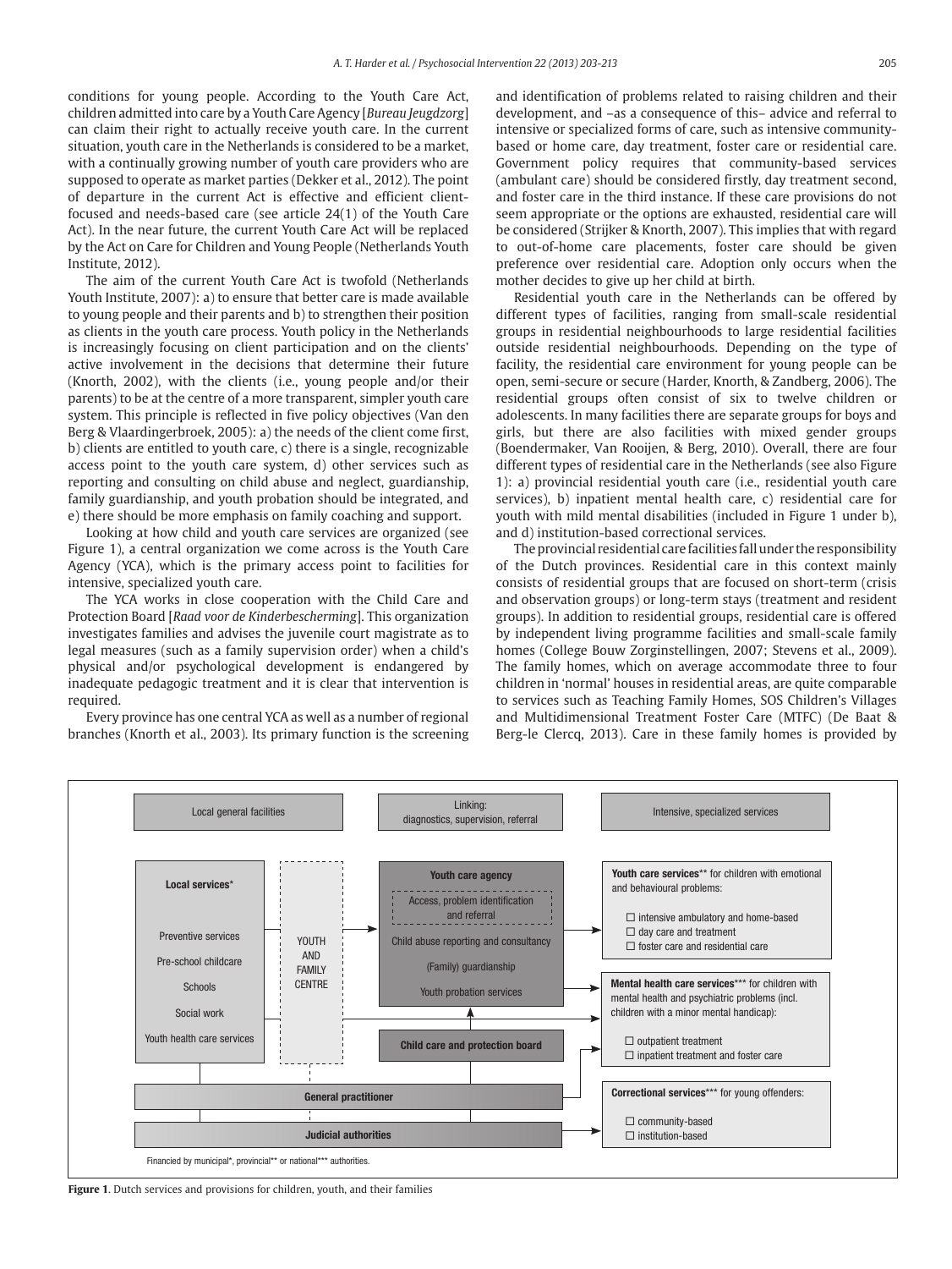conditions for young people. According to the Youth Care Act, children admitted into care by a Youth Care Agency [*Bureau Jeugdzorg*] can claim their right to actually receive youth care. In the current situation, youth care in the Netherlands is considered to be a market, with a continually growing number of youth care providers who are supposed to operate as market parties (Dekker et al., 2012). The point of departure in the current Act is effective and efficient client-focused and needs-based care (see article 24(1) of the Youth Care Act). In the near future, the current Youth Care Act will be replaced by the Act on Care for Children and Young People (Netherlands Youth Institute, 2012).

The aim of the current Youth Care Act is twofold (Netherlands Youth Institute, 2007): a) to ensure that better care is made available to young people and their parents and b) to strengthen their position as clients in the youth care process. Youth policy in the Netherlands is increasingly focusing on client participation and on the clients' active involvement in the decisions that determine their future (Knorth, 2002), with the clients (i.e., young people and/or their parents) to be at the centre of a more transparent, simpler youth care system. This principle is reflected in five policy objectives (Van den Berg & Vlaardingerbroek, 2005): a) the needs of the client come first, b) clients are entitled to youth care, c) there is a single, recognizable access point to the youth care system, d) other services such as reporting and consulting on child abuse and neglect, guardianship, family guardianship, and youth probation should be integrated, and e) there should be more emphasis on family coaching and support.

Looking at how child and youth care services are organized (see Figure 1), a central organization we come across is the Youth Care Agency (YCA), which is the primary access point to facilities for intensive, specialized youth care.

The YCA works in close cooperation with the Child Care and Protection Board [*Raad voor de Kinderbescherming*]. This organization investigates families and advises the juvenile court magistrate as to legal measures (such as a family supervision order) when a child's physical and/or psychological development is endangered by inadequate pedagogic treatment and it is clear that intervention is required.

Every province has one central YCA as well as a number of regional branches (Knorth et al., 2003). Its primary function is the screening and identification of problems related to raising children and their development, and –as a consequence of this– advice and referral to intensive or specialized forms of care, such as intensive community-based or home care, day treatment, foster care or residential care. Government policy requires that community-based services (ambulant care) should be considered firstly, day treatment second, and foster care in the third instance. If these care provisions do not seem appropriate or the options are exhausted, residential care will be considered (Strijker & Knorth, 2007). This implies that with regard to out-of-home care placements, foster care should be given preference over residential care. Adoption only occurs when the mother decides to give up her child at birth.

Residential youth care in the Netherlands can be offered by different types of facilities, ranging from small-scale residential groups in residential neighbourhoods to large residential facilities outside residential neighbourhoods. Depending on the type of facility, the residential care environment for young people can be open, semi-secure or secure (Harder, Knorth, & Zandberg, 2006). The residential groups often consist of six to twelve children or adolescents. In many facilities there are separate groups for boys and girls, but there are also facilities with mixed gender groups (Boendermaker, Van Rooijen, & Berg, 2010). Overall, there are four different types of residential care in the Netherlands (see also Figure 1): a) provincial residential youth care (i.e., residential youth care services), b) inpatient mental health care, c) residential care for youth with mild mental disabilities (included in Figure 1 under b), and d) institution-based correctional services.

The provincial residential care facilities fall under the responsibility of the Dutch provinces. Residential care in this context mainly consists of residential groups that are focused on short-term (crisis and observation groups) or long-term stays (treatment and resident groups). In addition to residential groups, residential care is offered by independent living programme facilities and small-scale family homes (College Bouw Zorginstellingen, 2007; Stevens et al., 2009). The family homes, which on average accommodate three to four children in 'normal' houses in residential areas, are quite comparable to services such as Teaching Family Homes, SOS Children's Villages and Multidimensional Treatment Foster Care (MTFC) (De Baat & Berg-le Clercq, 2013). Care in these family homes is provided by

Local general facilities

Linking: diagnostics, supervision, referral

Intensive, specialized services

**Local services***

Preventive services

Pre-school childcare

Schools

Social work

Youth health care services

YOUTH AND FAMILY CENTRE

**Youth care agency**

Access, problem identification and referral

Child abuse reporting and consultancy

(Family) guardianship

Youth probation services

**Child care and protection board**

**General practitioner**

**Judicial authorities**

**Youth care services**** for children with emotional and behavioural problems:

☐ intensive ambulatory and home-based
☐ day care and treatment
☐ foster care and residential care

**Mental health care services***** for children with mental health and psychiatric problems (incl. children with a minor mental handicap):

☐ outpatient treatment
☐ inpatient treatment and foster care

**Correctional services***** for young offenders:

☐ community-based
☐ institution-based

Financed by municipal*, provincial** or national*** authorities.

**Figure 1**. Dutch services and provisions for children, youth, and their families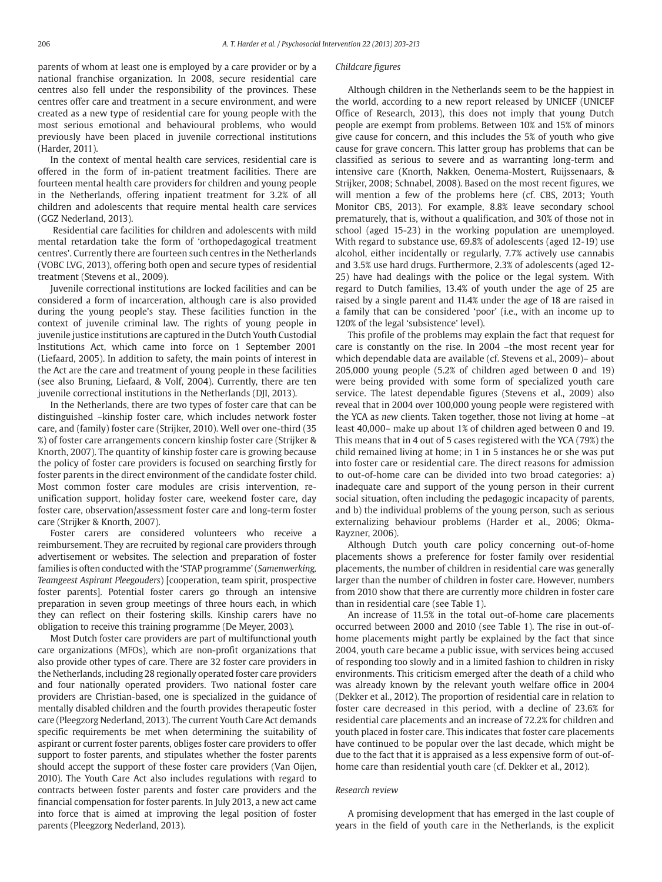parents of whom at least one is employed by a care provider or by a national franchise organization. In 2008, secure residential care centres also fell under the responsibility of the provinces. These centres offer care and treatment in a secure environment, and were created as a new type of residential care for young people with the most serious emotional and behavioural problems, who would previously have been placed in juvenile correctional institutions (Harder, 2011).

In the context of mental health care services, residential care is offered in the form of in-patient treatment facilities. There are fourteen mental health care providers for children and young people in the Netherlands, offering inpatient treatment for 3.2% of all children and adolescents that require mental health care services (GGZ Nederland, 2013).

Residential care facilities for children and adolescents with mild mental retardation take the form of 'orthopedagogical treatment centres'. Currently there are fourteen such centres in the Netherlands (VOBC LVG, 2013), offering both open and secure types of residential treatment (Stevens et al., 2009).

Juvenile correctional institutions are locked facilities and can be considered a form of incarceration, although care is also provided during the young people's stay. These facilities function in the context of juvenile criminal law. The rights of young people in juvenile justice institutions are captured in the Dutch Youth Custodial Institutions Act, which came into force on 1 September 2001 (Liefaard, 2005). In addition to safety, the main points of interest in the Act are the care and treatment of young people in these facilities (see also Bruning, Liefaard, & Volf, 2004). Currently, there are ten juvenile correctional institutions in the Netherlands (DJI, 2013).

In the Netherlands, there are two types of foster care that can be distinguished –kinship foster care, which includes network foster care, and (family) foster care (Strijker, 2010). Well over one-third (35 %) of foster care arrangements concern kinship foster care (Strijker & Knorth, 2007). The quantity of kinship foster care is growing because the policy of foster care providers is focused on searching firstly for foster parents in the direct environment of the candidate foster child. Most common foster care modules are crisis intervention, re-unification support, holiday foster care, weekend foster care, day foster care, observation/assessment foster care and long-term foster care (Strijker & Knorth, 2007).

Foster carers are considered volunteers who receive a reimbursement. They are recruited by regional care providers through advertisement or websites. The selection and preparation of foster families is often conducted with the 'STAP programme' (*Samenwerking, Teamgeest Aspirant Pleegouders*) [cooperation, team spirit, prospective foster parents]. Potential foster carers go through an intensive preparation in seven group meetings of three hours each, in which they can reflect on their fostering skills. Kinship carers have no obligation to receive this training programme (De Meyer, 2003).

Most Dutch foster care providers are part of multifunctional youth care organizations (MFOs), which are non-profit organizations that also provide other types of care. There are 32 foster care providers in the Netherlands, including 28 regionally operated foster care providers and four nationally operated providers. Two national foster care providers are Christian-based, one is specialized in the guidance of mentally disabled children and the fourth provides therapeutic foster care (Pleegzorg Nederland, 2013). The current Youth Care Act demands specific requirements be met when determining the suitability of aspirant or current foster parents, obliges foster care providers to offer support to foster parents, and stipulates whether the foster parents should accept the support of these foster care providers (Van Oijen, 2010). The Youth Care Act also includes regulations with regard to contracts between foster parents and foster care providers and the financial compensation for foster parents. In July 2013, a new act came into force that is aimed at improving the legal position of foster parents (Pleegzorg Nederland, 2013).

### *Childcare figures*

Although children in the Netherlands seem to be the happiest in the world, according to a new report released by UNICEF (UNICEF Office of Research, 2013), this does not imply that young Dutch people are exempt from problems. Between 10% and 15% of minors give cause for concern, and this includes the 5% of youth who give cause for grave concern. This latter group has problems that can be classified as serious to severe and as warranting long-term and intensive care (Knorth, Nakken, Oenema-Mostert, Ruijssenaars, & Strijker, 2008; Schnabel, 2008). Based on the most recent figures, we will mention a few of the problems here (cf. CBS, 2013; Youth Monitor CBS, 2013). For example, 8.8% leave secondary school prematurely, that is, without a qualification, and 30% of those not in school (aged 15-23) in the working population are unemployed. With regard to substance use, 69.8% of adolescents (aged 12-19) use alcohol, either incidentally or regularly, 7.7% actively use cannabis and 3.5% use hard drugs. Furthermore, 2.3% of adolescents (aged 12-25) have had dealings with the police or the legal system. With regard to Dutch families, 13.4% of youth under the age of 25 are raised by a single parent and 11.4% under the age of 18 are raised in a family that can be considered 'poor' (i.e., with an income up to 120% of the legal 'subsistence' level).

This profile of the problems may explain the fact that request for care is constantly on the rise. In 2004 –the most recent year for which dependable data are available (cf. Stevens et al., 2009)– about 205,000 young people (5.2% of children aged between 0 and 19) were being provided with some form of specialized youth care service. The latest dependable figures (Stevens et al., 2009) also reveal that in 2004 over 100,000 young people were registered with the YCA as *new* clients. Taken together, those not living at home –at least 40,000– make up about 1% of children aged between 0 and 19. This means that in 4 out of 5 cases registered with the YCA (79%) the child remained living at home; in 1 in 5 instances he or she was put into foster care or residential care. The direct reasons for admission to out-of-home care can be divided into two broad categories: a) inadequate care and support of the young person in their current social situation, often including the pedagogic incapacity of parents, and b) the individual problems of the young person, such as serious externalizing behaviour problems (Harder et al., 2006; Okma-Rayzner, 2006).

Although Dutch youth care policy concerning out-of-home placements shows a preference for foster family over residential placements, the number of children in residential care was generally larger than the number of children in foster care. However, numbers from 2010 show that there are currently more children in foster care than in residential care (see Table 1).

An increase of 11.5% in the total out-of-home care placements occurred between 2000 and 2010 (see Table 1). The rise in out-of-home placements might partly be explained by the fact that since 2004, youth care became a public issue, with services being accused of responding too slowly and in a limited fashion to children in risky environments. This criticism emerged after the death of a child who was already known by the relevant youth welfare office in 2004 (Dekker et al., 2012). The proportion of residential care in relation to foster care decreased in this period, with a decline of 23.6% for residential care placements and an increase of 72.2% for children and youth placed in foster care. This indicates that foster care placements have continued to be popular over the last decade, which might be due to the fact that it is appraised as a less expensive form of out-of-home care than residential youth care (cf. Dekker et al., 2012).

### *Research review*

A promising development that has emerged in the last couple of years in the field of youth care in the Netherlands, is the explicit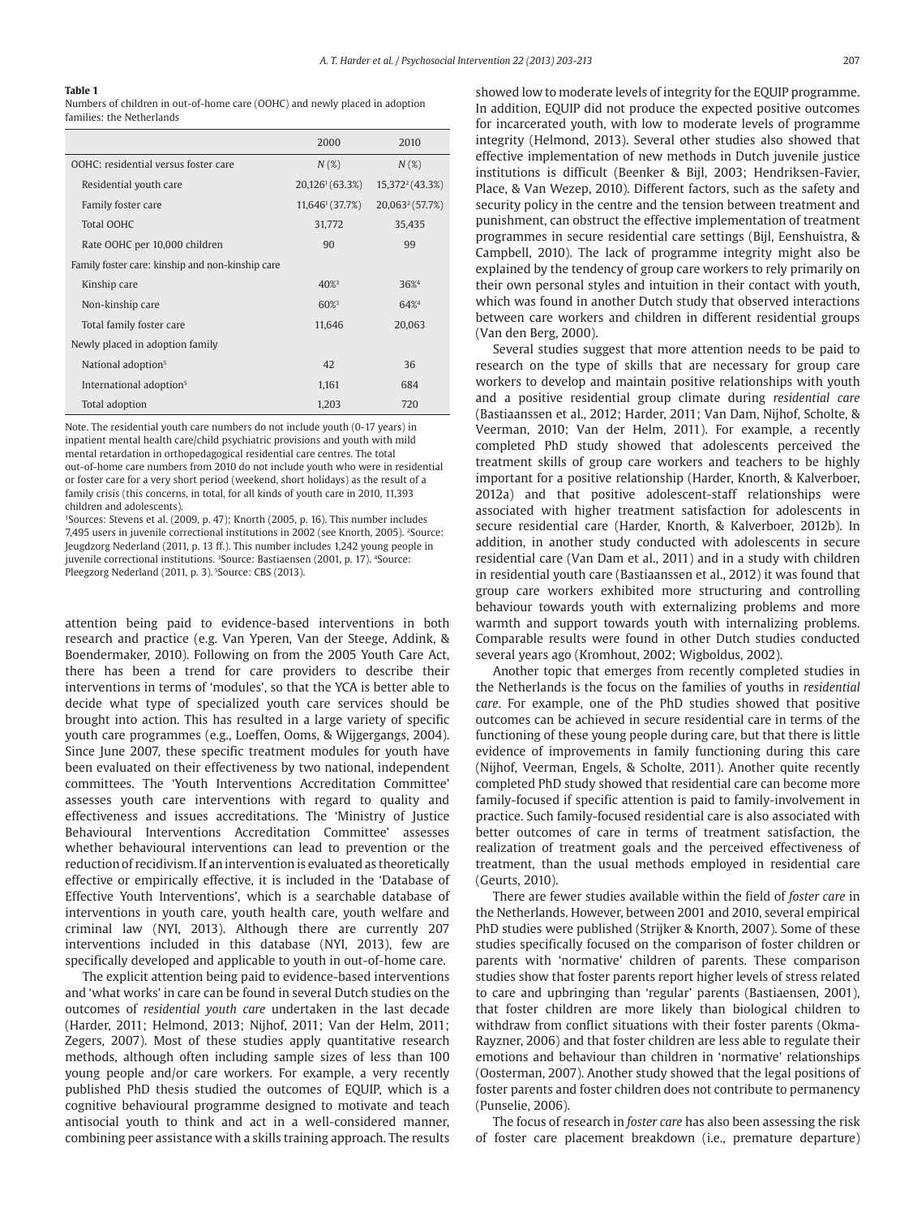**Table 1**
Numbers of children in out-of-home care (OOHC) and newly placed in adoption families: the Netherlands

| | 2000 | 2010 |
|---|---|---|
| OOHC: residential versus foster care | N (%) | N (%) |
| Residential youth care | 20,126[1] (63.3%) | 15,372[2] (43.3%) |
| Family foster care | 11,646[1] (37.7%) | 20,063[2] (57.7%) |
| Total OOHC | 31,772 | 35,435 |
| Rate OOHC per 10,000 children | 90 | 99 |
| Family foster care: kinship and non-kinship care | | |
| Kinship care | 40%[3] | 36%[4] |
| Non-kinship care | 60%[3] | 64%[4] |
| Total family foster care | 11,646 | 20,063 |
| Newly placed in adoption family | | |
| National adoption[5] | 42 | 36 |
| International adoption[5] | 1,161 | 684 |
| Total adoption | 1,203 | 720 |

Note. The residential youth care numbers do not include youth (0-17 years) in inpatient mental health care/child psychiatric provisions and youth with mild mental retardation in orthopedagogical residential care centres. The total out-of-home care numbers from 2010 do not include youth who were in residential or foster care for a very short period (weekend, short holidays) as the result of a family crisis (this concerns, in total, for all kinds of youth care in 2010, 11,393 children and adolescents).
[1]Sources: Stevens et al. (2009, p. 47); Knorth (2005, p. 16). This number includes 7,495 users in juvenile correctional institutions in 2002 (see Knorth, 2005). [2]Source: Jeugdzorg Nederland (2011, p. 13 ff.). This number includes 1,242 young people in juvenile correctional institutions. [3]Source: Bastiaensen (2001, p. 17). [4]Source: Pleegzorg Nederland (2011, p. 3). [5]Source: CBS (2013).

attention being paid to evidence-based interventions in both research and practice (e.g. Van Yperen, Van der Steege, Addink, & Boendermaker, 2010). Following on from the 2005 Youth Care Act, there has been a trend for care providers to describe their interventions in terms of 'modules', so that the YCA is better able to decide what type of specialized youth care services should be brought into action. This has resulted in a large variety of specific youth care programmes (e.g., Loeffen, Ooms, & Wijgergangs, 2004). Since June 2007, these specific treatment modules for youth have been evaluated on their effectiveness by two national, independent committees. The 'Youth Interventions Accreditation Committee' assesses youth care interventions with regard to quality and effectiveness and issues accreditations. The 'Ministry of Justice Behavioural Interventions Accreditation Committee' assesses whether behavioural interventions can lead to prevention or the reduction of recidivism. If an intervention is evaluated as theoretically effective or empirically effective, it is included in the 'Database of Effective Youth Interventions', which is a searchable database of interventions in youth care, youth health care, youth welfare and criminal law (NYI, 2013). Although there are currently 207 interventions included in this database (NYI, 2013), few are specifically developed and applicable to youth in out-of-home care.

The explicit attention being paid to evidence-based interventions and 'what works' in care can be found in several Dutch studies on the outcomes of *residential youth care* undertaken in the last decade (Harder, 2011; Helmond, 2013; Nijhof, 2011; Van der Helm, 2011; Zegers, 2007). Most of these studies apply quantitative research methods, although often including sample sizes of less than 100 young people and/or care workers. For example, a very recently published PhD thesis studied the outcomes of EQUIP, which is a cognitive behavioural programme designed to motivate and teach antisocial youth to think and act in a well-considered manner, combining peer assistance with a skills training approach. The results showed low to moderate levels of integrity for the EQUIP programme. In addition, EQUIP did not produce the expected positive outcomes for incarcerated youth, with low to moderate levels of programme integrity (Helmond, 2013). Several other studies also showed that effective implementation of new methods in Dutch juvenile justice institutions is difficult (Beenker & Bijl, 2003; Hendriksen-Favier, Place, & Van Wezep, 2010). Different factors, such as the safety and security policy in the centre and the tension between treatment and punishment, can obstruct the effective implementation of treatment programmes in secure residential care settings (Bijl, Eenshuistra, & Campbell, 2010). The lack of programme integrity might also be explained by the tendency of group care workers to rely primarily on their own personal styles and intuition in their contact with youth, which was found in another Dutch study that observed interactions between care workers and children in different residential groups (Van den Berg, 2000).

Several studies suggest that more attention needs to be paid to research on the type of skills that are necessary for group care workers to develop and maintain positive relationships with youth and a positive residential group climate during *residential care* (Bastiaanssen et al., 2012; Harder, 2011; Van Dam, Nijhof, Scholte, & Veerman, 2010; Van der Helm, 2011). For example, a recently completed PhD study showed that adolescents perceived the treatment skills of group care workers and teachers to be highly important for a positive relationship (Harder, Knorth, & Kalverboer, 2012a) and that positive adolescent-staff relationships were associated with higher treatment satisfaction for adolescents in secure residential care (Harder, Knorth, & Kalverboer, 2012b). In addition, in another study conducted with adolescents in secure residential care (Van Dam et al., 2011) and in a study with children in residential youth care (Bastiaanssen et al., 2012) it was found that group care workers exhibited more structuring and controlling behaviour towards youth with externalizing problems and more warmth and support towards youth with internalizing problems. Comparable results were found in other Dutch studies conducted several years ago (Kromhout, 2002; Wigboldus, 2002).

Another topic that emerges from recently completed studies in the Netherlands is the focus on the families of youths in *residential care*. For example, one of the PhD studies showed that positive outcomes can be achieved in secure residential care in terms of the functioning of these young people during care, but that there is little evidence of improvements in family functioning during this care (Nijhof, Veerman, Engels, & Scholte, 2011). Another quite recently completed PhD study showed that residential care can become more family-focused if specific attention is paid to family-involvement in practice. Such family-focused residential care is also associated with better outcomes of care in terms of treatment satisfaction, the realization of treatment goals and the perceived effectiveness of treatment, than the usual methods employed in residential care (Geurts, 2010).

There are fewer studies available within the field of *foster care* in the Netherlands. However, between 2001 and 2010, several empirical PhD studies were published (Strijker & Knorth, 2007). Some of these studies specifically focused on the comparison of foster children or parents with 'normative' children of parents. These comparison studies show that foster parents report higher levels of stress related to care and upbringing than 'regular' parents (Bastiaensen, 2001), that foster children are more likely than biological children to withdraw from conflict situations with their foster parents (Okma-Rayzner, 2006) and that foster children are less able to regulate their emotions and behaviour than children in 'normative' relationships (Oosterman, 2007). Another study showed that the legal positions of foster parents and foster children does not contribute to permanency (Punselie, 2006).

The focus of research in *foster care* has also been assessing the risk of foster care placement breakdown (i.e., premature departure)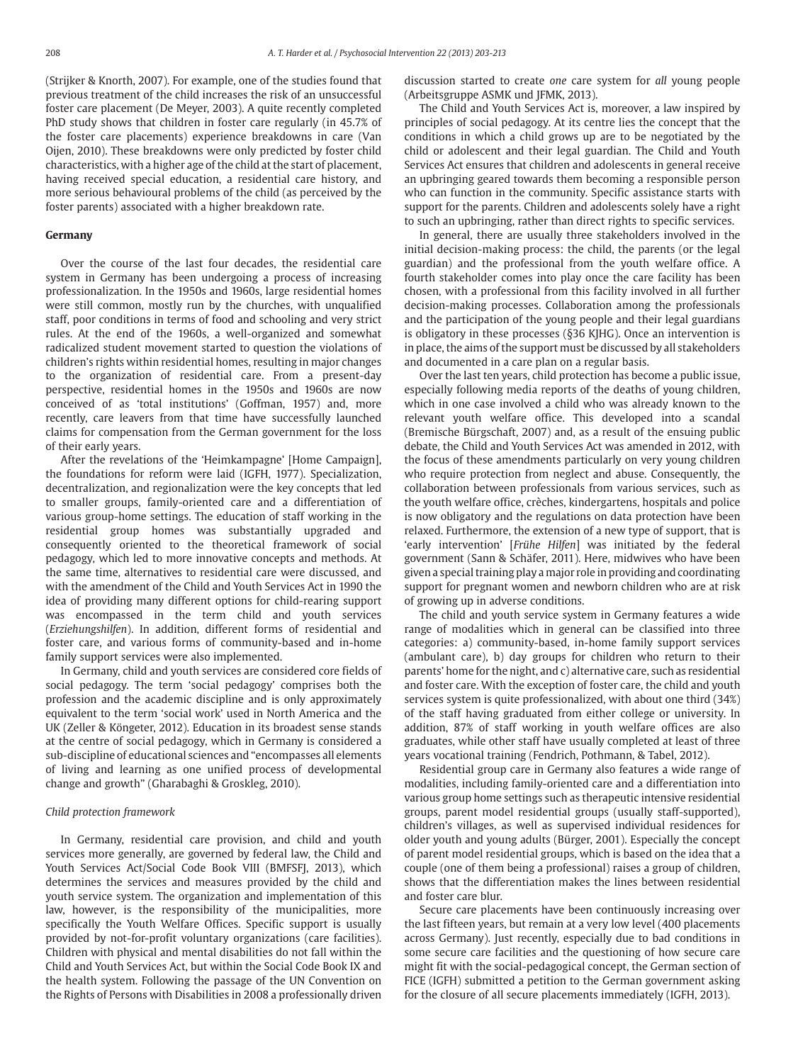(Strijker & Knorth, 2007). For example, one of the studies found that previous treatment of the child increases the risk of an unsuccessful foster care placement (De Meyer, 2003). A quite recently completed PhD study shows that children in foster care regularly (in 45.7% of the foster care placements) experience breakdowns in care (Van Oijen, 2010). These breakdowns were only predicted by foster child characteristics, with a higher age of the child at the start of placement, having received special education, a residential care history, and more serious behavioural problems of the child (as perceived by the foster parents) associated with a higher breakdown rate.

## Germany

Over the course of the last four decades, the residential care system in Germany has been undergoing a process of increasing professionalization. In the 1950s and 1960s, large residential homes were still common, mostly run by the churches, with unqualified staff, poor conditions in terms of food and schooling and very strict rules. At the end of the 1960s, a well-organized and somewhat radicalized student movement started to question the violations of children's rights within residential homes, resulting in major changes to the organization of residential care. From a present-day perspective, residential homes in the 1950s and 1960s are now conceived of as 'total institutions' (Goffman, 1957) and, more recently, care leavers from that time have successfully launched claims for compensation from the German government for the loss of their early years.

After the revelations of the 'Heimkampagne' [Home Campaign], the foundations for reform were laid (IGFH, 1977). Specialization, decentralization, and regionalization were the key concepts that led to smaller groups, family-oriented care and a differentiation of various group-home settings. The education of staff working in the residential group homes was substantially upgraded and consequently oriented to the theoretical framework of social pedagogy, which led to more innovative concepts and methods. At the same time, alternatives to residential care were discussed, and with the amendment of the Child and Youth Services Act in 1990 the idea of providing many different options for child-rearing support was encompassed in the term child and youth services (*Erziehungshilfen*). In addition, different forms of residential and foster care, and various forms of community-based and in-home family support services were also implemented.

In Germany, child and youth services are considered core fields of social pedagogy. The term 'social pedagogy' comprises both the profession and the academic discipline and is only approximately equivalent to the term 'social work' used in North America and the UK (Zeller & Köngeter, 2012). Education in its broadest sense stands at the centre of social pedagogy, which in Germany is considered a sub-discipline of educational sciences and "encompasses all elements of living and learning as one unified process of developmental change and growth" (Gharabaghi & Groskleg, 2010).

### *Child protection framework*

In Germany, residential care provision, and child and youth services more generally, are governed by federal law, the Child and Youth Services Act/Social Code Book VIII (BMFSFJ, 2013), which determines the services and measures provided by the child and youth service system. The organization and implementation of this law, however, is the responsibility of the municipalities, more specifically the Youth Welfare Offices. Specific support is usually provided by not-for-profit voluntary organizations (care facilities). Children with physical and mental disabilities do not fall within the Child and Youth Services Act, but within the Social Code Book IX and the health system. Following the passage of the UN Convention on the Rights of Persons with Disabilities in 2008 a professionally driven discussion started to create *one* care system for *all* young people (Arbeitsgruppe ASMK und JFMK, 2013).

The Child and Youth Services Act is, moreover, a law inspired by principles of social pedagogy. At its centre lies the concept that the conditions in which a child grows up are to be negotiated by the child or adolescent and their legal guardian. The Child and Youth Services Act ensures that children and adolescents in general receive an upbringing geared towards them becoming a responsible person who can function in the community. Specific assistance starts with support for the parents. Children and adolescents solely have a right to such an upbringing, rather than direct rights to specific services.

In general, there are usually three stakeholders involved in the initial decision-making process: the child, the parents (or the legal guardian) and the professional from the youth welfare office. A fourth stakeholder comes into play once the care facility has been chosen, with a professional from this facility involved in all further decision-making processes. Collaboration among the professionals and the participation of the young people and their legal guardians is obligatory in these processes (§36 KJHG). Once an intervention is in place, the aims of the support must be discussed by all stakeholders and documented in a care plan on a regular basis.

Over the last ten years, child protection has become a public issue, especially following media reports of the deaths of young children, which in one case involved a child who was already known to the relevant youth welfare office. This developed into a scandal (Bremische Bürgschaft, 2007) and, as a result of the ensuing public debate, the Child and Youth Services Act was amended in 2012, with the focus of these amendments particularly on very young children who require protection from neglect and abuse. Consequently, the collaboration between professionals from various services, such as the youth welfare office, crèches, kindergartens, hospitals and police is now obligatory and the regulations on data protection have been relaxed. Furthermore, the extension of a new type of support, that is 'early intervention' [*Frühe Hilfen*] was initiated by the federal government (Sann & Schäfer, 2011). Here, midwives who have been given a special training play a major role in providing and coordinating support for pregnant women and newborn children who are at risk of growing up in adverse conditions.

The child and youth service system in Germany features a wide range of modalities which in general can be classified into three categories: a) community-based, in-home family support services (ambulant care), b) day groups for children who return to their parents' home for the night, and c) alternative care, such as residential and foster care. With the exception of foster care, the child and youth services system is quite professionalized, with about one third (34%) of the staff having graduated from either college or university. In addition, 87% of staff working in youth welfare offices are also graduates, while other staff have usually completed at least of three years vocational training (Fendrich, Pothmann, & Tabel, 2012).

Residential group care in Germany also features a wide range of modalities, including family-oriented care and a differentiation into various group home settings such as therapeutic intensive residential groups, parent model residential groups (usually staff-supported), children's villages, as well as supervised individual residences for older youth and young adults (Bürger, 2001). Especially the concept of parent model residential groups, which is based on the idea that a couple (one of them being a professional) raises a group of children, shows that the differentiation makes the lines between residential and foster care blur.

Secure care placements have been continuously increasing over the last fifteen years, but remain at a very low level (400 placements across Germany). Just recently, especially due to bad conditions in some secure care facilities and the questioning of how secure care might fit with the social-pedagogical concept, the German section of FICE (IGFH) submitted a petition to the German government asking for the closure of all secure placements immediately (IGFH, 2013).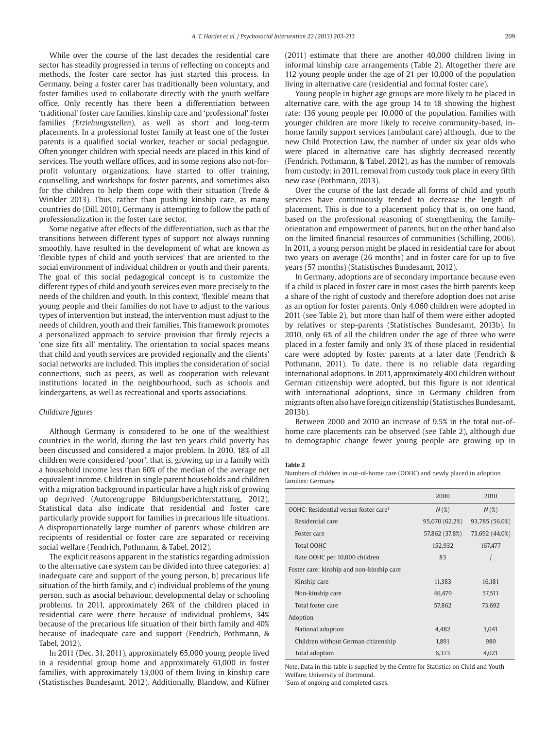While over the course of the last decades the residential care sector has steadily progressed in terms of reflecting on concepts and methods, the foster care sector has just started this process. In Germany, being a foster carer has traditionally been voluntary, and foster families used to collaborate directly with the youth welfare office. Only recently has there been a differentiation between 'traditional' foster care families, kinship care and 'professional' foster families *(Erziehungsstellen)*, as well as short and long-term placements. In a professional foster family at least one of the foster parents is a qualified social worker, teacher or social pedagogue. Often younger children with special needs are placed in this kind of services. The youth welfare offices, and in some regions also not-for-profit voluntary organizations, have started to offer training, counselling, and workshops for foster parents, and sometimes also for the children to help them cope with their situation (Trede & Winkler 2013). Thus, rather than pushing kinship care, as many countries do (Dill, 2010), Germany is attempting to follow the path of professionalization in the foster care sector.

Some negative after effects of the differentiation, such as that the transitions between different types of support not always running smoothly, have resulted in the development of what are known as 'flexible types of child and youth services' that are oriented to the social environment of individual children or youth and their parents. The goal of this social pedagogical concept is to customize the different types of child and youth services even more precisely to the needs of the children and youth. In this context, 'flexible' means that young people and their families do not have to adjust to the various types of intervention but instead, the intervention must adjust to the needs of children, youth and their families. This framework promotes a personalized approach to service provision that firmly rejects a 'one size fits all' mentality. The orientation to social spaces means that child and youth services are provided regionally and the clients' social networks are included. This implies the consideration of social connections, such as peers, as well as cooperation with relevant institutions located in the neighbourhood, such as schools and kindergartens, as well as recreational and sports associations.

### *Childcare figures*

Although Germany is considered to be one of the wealthiest countries in the world, during the last ten years child poverty has been discussed and considered a major problem. In 2010, 18% of all children were considered 'poor', that is, growing up in a family with a household income less than 60% of the median of the average net equivalent income. Children in single parent households and children with a migration background in particular have a high risk of growing up deprived (Autorengruppe Bildungsberichterstattung, 2012). Statistical data also indicate that residential and foster care particularly provide support for families in precarious life situations. A disproportionately large number of parents whose children are recipients of residential or foster care are separated or receiving social welfare (Fendrich, Pothmann, & Tabel, 2012).

The explicit reasons apparent in the statistics regarding admission to the alternative care system can be divided into three categories: a) inadequate care and support of the young person, b) precarious life situation of the birth family, and c) individual problems of the young person, such as asocial behaviour, developmental delay or schooling problems. In 2011, approximately 26% of the children placed in residential care were there because of individual problems, 34% because of the precarious life situation of their birth family and 40% because of inadequate care and support (Fendrich, Pothmann, & Tabel, 2012).

In 2011 (Dec. 31, 2011), approximately 65,000 young people lived in a residential group home and approximately 61,000 in foster families, with approximately 13,000 of them living in kinship care (Statistisches Bundesamt, 2012). Additionally, Blandow, and Küfner (2011) estimate that there are another 40,000 children living in informal kinship care arrangements (Table 2). Altogether there are 112 young people under the age of 21 per 10,000 of the population living in alternative care (residential and formal foster care).

Young people in higher age groups are more likely to be placed in alternative care, with the age group 14 to 18 showing the highest rate: 136 young people per 10,000 of the population. Families with younger children are more likely to receive community-based, in-home family support services (ambulant care) although, due to the new Child Protection Law, the number of under six year olds who were placed in alternative care has slightly decreased recently (Fendrich, Pothmann, & Tabel, 2012), as has the number of removals from custody: in 2011, removal from custody took place in every fifth new case (Pothmann, 2013).

Over the course of the last decade all forms of child and youth services have continuously tended to decrease the length of placement. This is due to a placement policy that is, on one hand, based on the professional reasoning of strengthening the family-orientation and empowerment of parents, but on the other hand also on the limited financial resources of communities (Schilling, 2006). In 2011, a young person might be placed in residential care for about two years on average (26 months) and in foster care for up to five years (57 months) (Statistisches Bundesamt, 2012).

In Germany, adoptions are of secondary importance because even if a child is placed in foster care in most cases the birth parents keep a share of the right of custody and therefore adoption does not arise as an option for foster parents. Only 4,060 children were adopted in 2011 (see Table 2), but more than half of them were either adopted by relatives or step-parents (Statistisches Bundesamt, 2013b). In 2010, only 6% of all the children under the age of three who were placed in a foster family and only 3% of those placed in residential care were adopted by foster parents at a later date (Fendrich & Pothmann, 2011). To date, there is no reliable data regarding international adoptions. In 2011, approximately 400 children without German citizenship were adopted, but this figure is not identical with international adoptions, since in Germany children from migrants often also have foreign citizenship (Statistisches Bundesamt, 2013b).

Between 2000 and 2010 an increase of 9.5% in the total out-of-home care placements can be observed (see Table 2), although due to demographic change fewer young people are growing up in

**Table 2**
Numbers of children in out-of-home care (OOHC) and newly placed in adoption families: Germany

| | 2000 | 2010 |
|---|---|---|
| OOHC: Residential versus foster care[1] | *N* (%) | *N* (%) |
| Residential care | 95,070 (62.2%) | 93,785 (56.0%) |
| Foster care | 57,862 (37.8%) | 73,692 (44.0%) |
| Total OOHC | 152,932 | 167,477 |
| Rate OOHC per 10,000 children | 83 | / |
| Foster care: kinship and non-kinship care | | |
| Kinship care | 11,383 | 16,181 |
| Non-kinship care | 46,479 | 57,511 |
| Total foster care | 57,862 | 73,692 |
| Adoption | | |
| National adoption | 4,482 | 3,041 |
| Children without German citizenship | 1,891 | 980 |
| Total adoption | 6,373 | 4,021 |

Note. Data in this table is supplied by the Centre for Statistics on Child and Youth Welfare, University of Dortmund.
[1]Sum of ongoing and completed cases.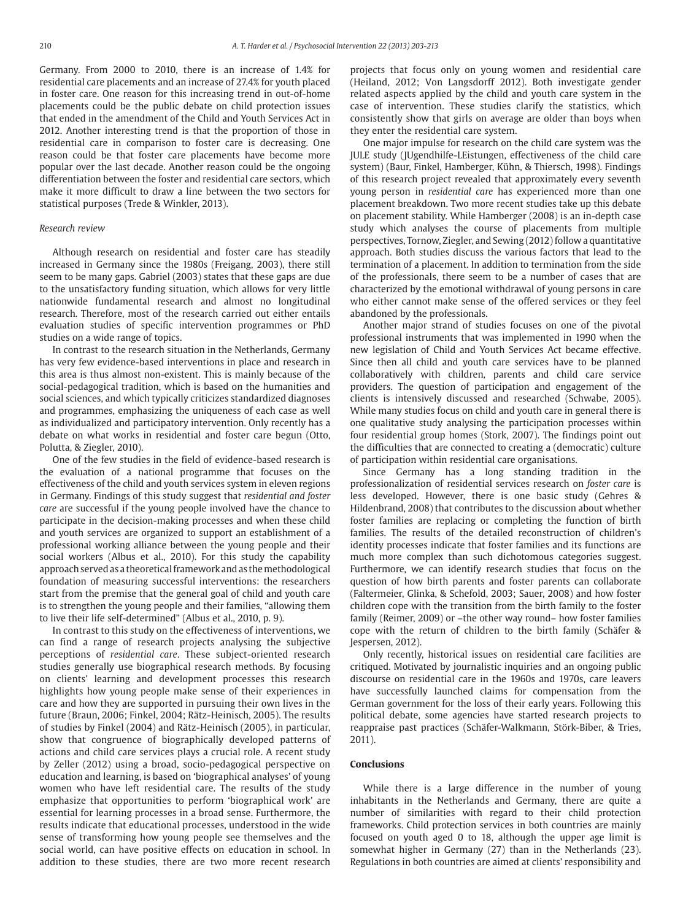Germany. From 2000 to 2010, there is an increase of 1.4% for residential care placements and an increase of 27.4% for youth placed in foster care. One reason for this increasing trend in out-of-home placements could be the public debate on child protection issues that ended in the amendment of the Child and Youth Services Act in 2012. Another interesting trend is that the proportion of those in residential care in comparison to foster care is decreasing. One reason could be that foster care placements have become more popular over the last decade. Another reason could be the ongoing differentiation between the foster and residential care sectors, which make it more difficult to draw a line between the two sectors for statistical purposes (Trede & Winkler, 2013).

*Research review*

Although research on residential and foster care has steadily increased in Germany since the 1980s (Freigang, 2003), there still seem to be many gaps. Gabriel (2003) states that these gaps are due to the unsatisfactory funding situation, which allows for very little nationwide fundamental research and almost no longitudinal research. Therefore, most of the research carried out either entails evaluation studies of specific intervention programmes or PhD studies on a wide range of topics.

In contrast to the research situation in the Netherlands, Germany has very few evidence-based interventions in place and research in this area is thus almost non-existent. This is mainly because of the social-pedagogical tradition, which is based on the humanities and social sciences, and which typically criticizes standardized diagnoses and programmes, emphasizing the uniqueness of each case as well as individualized and participatory intervention. Only recently has a debate on what works in residential and foster care begun (Otto, Polutta, & Ziegler, 2010).

One of the few studies in the field of evidence-based research is the evaluation of a national programme that focuses on the effectiveness of the child and youth services system in eleven regions in Germany. Findings of this study suggest that *residential and foster care* are successful if the young people involved have the chance to participate in the decision-making processes and when these child and youth services are organized to support an establishment of a professional working alliance between the young people and their social workers (Albus et al., 2010). For this study the capability approach served as a theoretical framework and as the methodological foundation of measuring successful interventions: the researchers start from the premise that the general goal of child and youth care is to strengthen the young people and their families, "allowing them to live their life self-determined" (Albus et al., 2010, p. 9).

In contrast to this study on the effectiveness of interventions, we can find a range of research projects analysing the subjective perceptions of *residential care*. These subject-oriented research studies generally use biographical research methods. By focusing on clients' learning and development processes this research highlights how young people make sense of their experiences in care and how they are supported in pursuing their own lives in the future (Braun, 2006; Finkel, 2004; Rätz-Heinisch, 2005). The results of studies by Finkel (2004) and Rätz-Heinisch (2005), in particular, show that congruence of biographically developed patterns of actions and child care services plays a crucial role. A recent study by Zeller (2012) using a broad, socio-pedagogical perspective on education and learning, is based on 'biographical analyses' of young women who have left residential care. The results of the study emphasize that opportunities to perform 'biographical work' are essential for learning processes in a broad sense. Furthermore, the results indicate that educational processes, understood in the wide sense of transforming how young people see themselves and the social world, can have positive effects on education in school. In addition to these studies, there are two more recent research projects that focus only on young women and residential care (Heiland, 2012; Von Langsdorff 2012). Both investigate gender related aspects applied by the child and youth care system in the case of intervention. These studies clarify the statistics, which consistently show that girls on average are older than boys when they enter the residential care system.

One major impulse for research on the child care system was the JULE study (JUgendhilfe-LEistungen, effectiveness of the child care system) (Baur, Finkel, Hamberger, Kühn, & Thiersch, 1998). Findings of this research project revealed that approximately every seventh young person in *residential care* has experienced more than one placement breakdown. Two more recent studies take up this debate on placement stability. While Hamberger (2008) is an in-depth case study which analyses the course of placements from multiple perspectives, Tornow, Ziegler, and Sewing (2012) follow a quantitative approach. Both studies discuss the various factors that lead to the termination of a placement. In addition to termination from the side of the professionals, there seem to be a number of cases that are characterized by the emotional withdrawal of young persons in care who either cannot make sense of the offered services or they feel abandoned by the professionals.

Another major strand of studies focuses on one of the pivotal professional instruments that was implemented in 1990 when the new legislation of Child and Youth Services Act became effective. Since then all child and youth care services have to be planned collaboratively with children, parents and child care service providers. The question of participation and engagement of the clients is intensively discussed and researched (Schwabe, 2005). While many studies focus on child and youth care in general there is one qualitative study analysing the participation processes within four residential group homes (Stork, 2007). The findings point out the difficulties that are connected to creating a (democratic) culture of participation within residential care organisations.

Since Germany has a long standing tradition in the professionalization of residential services research on *foster care* is less developed. However, there is one basic study (Gehres & Hildenbrand, 2008) that contributes to the discussion about whether foster families are replacing or completing the function of birth families. The results of the detailed reconstruction of children's identity processes indicate that foster families and its functions are much more complex than such dichotomous categories suggest. Furthermore, we can identify research studies that focus on the question of how birth parents and foster parents can collaborate (Faltermeier, Glinka, & Schefold, 2003; Sauer, 2008) and how foster children cope with the transition from the birth family to the foster family (Reimer, 2009) or –the other way round– how foster families cope with the return of children to the birth family (Schäfer & Jespersen, 2012).

Only recently, historical issues on residential care facilities are critiqued. Motivated by journalistic inquiries and an ongoing public discourse on residential care in the 1960s and 1970s, care leavers have successfully launched claims for compensation from the German government for the loss of their early years. Following this political debate, some agencies have started research projects to reappraise past practices (Schäfer-Walkmann, Störk-Biber, & Tries, 2011).

## Conclusions

While there is a large difference in the number of young inhabitants in the Netherlands and Germany, there are quite a number of similarities with regard to their child protection frameworks. Child protection services in both countries are mainly focused on youth aged 0 to 18, although the upper age limit is somewhat higher in Germany (27) than in the Netherlands (23). Regulations in both countries are aimed at clients' responsibility and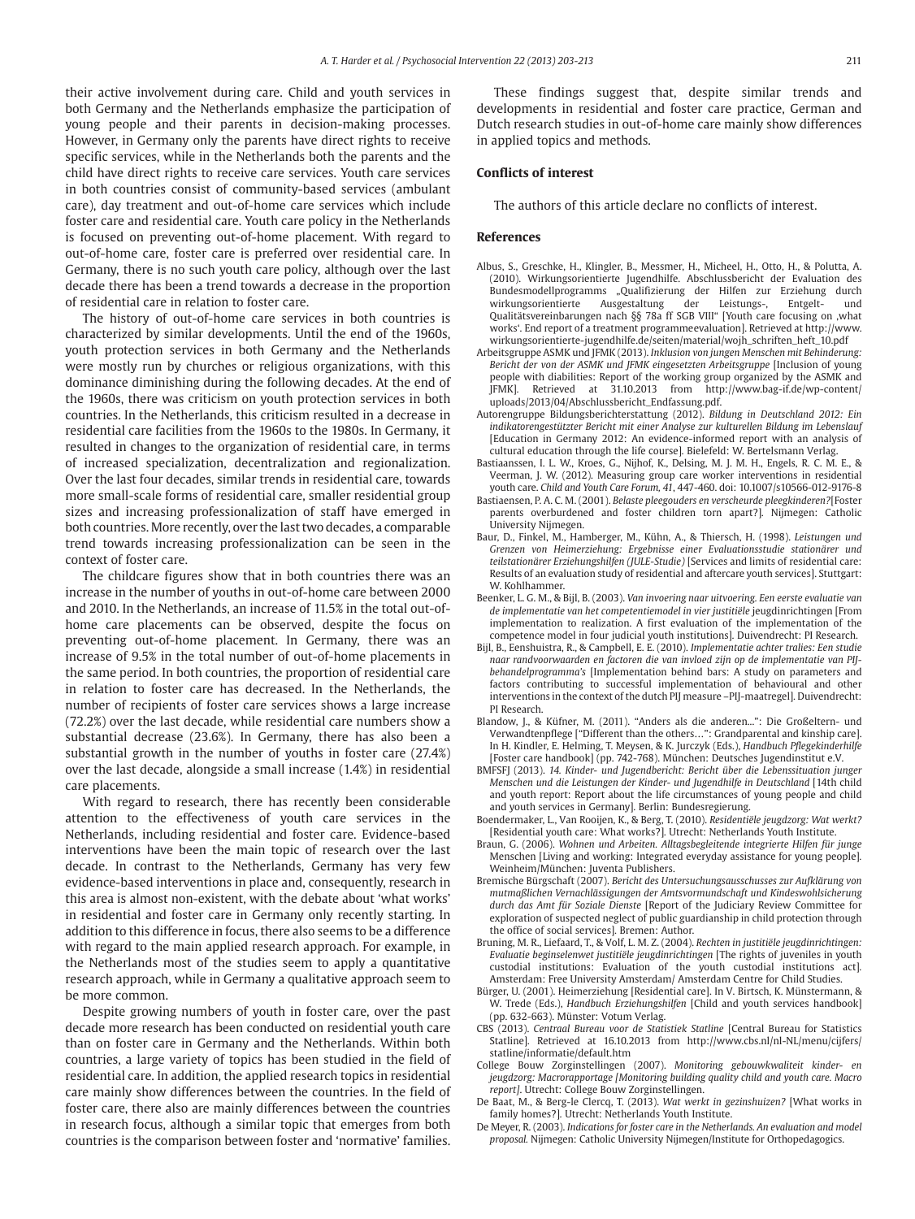their active involvement during care. Child and youth services in both Germany and the Netherlands emphasize the participation of young people and their parents in decision-making processes. However, in Germany only the parents have direct rights to receive specific services, while in the Netherlands both the parents and the child have direct rights to receive care services. Youth care services in both countries consist of community-based services (ambulant care), day treatment and out-of-home care services which include foster care and residential care. Youth care policy in the Netherlands is focused on preventing out-of-home placement. With regard to out-of-home care, foster care is preferred over residential care. In Germany, there is no such youth care policy, although over the last decade there has been a trend towards a decrease in the proportion of residential care in relation to foster care.

The history of out-of-home care services in both countries is characterized by similar developments. Until the end of the 1960s, youth protection services in both Germany and the Netherlands were mostly run by churches or religious organizations, with this dominance diminishing during the following decades. At the end of the 1960s, there was criticism on youth protection services in both countries. In the Netherlands, this criticism resulted in a decrease in residential care facilities from the 1960s to the 1980s. In Germany, it resulted in changes to the organization of residential care, in terms of increased specialization, decentralization and regionalization. Over the last four decades, similar trends in residential care, towards more small-scale forms of residential care, smaller residential group sizes and increasing professionalization of staff have emerged in both countries. More recently, over the last two decades, a comparable trend towards increasing professionalization can be seen in the context of foster care.

The childcare figures show that in both countries there was an increase in the number of youths in out-of-home care between 2000 and 2010. In the Netherlands, an increase of 11.5% in the total out-of-home care placements can be observed, despite the focus on preventing out-of-home placement. In Germany, there was an increase of 9.5% in the total number of out-of-home placements in the same period. In both countries, the proportion of residential care in relation to foster care has decreased. In the Netherlands, the number of recipients of foster care services shows a large increase (72.2%) over the last decade, while residential care numbers show a substantial decrease (23.6%). In Germany, there has also been a substantial growth in the number of youths in foster care (27.4%) over the last decade, alongside a small increase (1.4%) in residential care placements.

With regard to research, there has recently been considerable attention to the effectiveness of youth care services in the Netherlands, including residential and foster care. Evidence-based interventions have been the main topic of research over the last decade. In contrast to the Netherlands, Germany has very few evidence-based interventions in place and, consequently, research in this area is almost non-existent, with the debate about 'what works' in residential and foster care in Germany only recently starting. In addition to this difference in focus, there also seems to be a difference with regard to the main applied research approach. For example, in the Netherlands most of the studies seem to apply a quantitative research approach, while in Germany a qualitative approach seem to be more common.

Despite growing numbers of youth in foster care, over the past decade more research has been conducted on residential youth care than on foster care in Germany and the Netherlands. Within both countries, a large variety of topics has been studied in the field of residential care. In addition, the applied research topics in residential care mainly show differences between the countries. In the field of foster care, there also are mainly differences between the countries in research focus, although a similar topic that emerges from both countries is the comparison between foster and 'normative' families.

These findings suggest that, despite similar trends and developments in residential and foster care practice, German and Dutch research studies in out-of-home care mainly show differences in applied topics and methods.

#### Conflicts of interest

The authors of this article declare no conflicts of interest.

#### References

Albus, S., Greschke, H., Klingler, B., Messmer, H., Micheel, H., Otto, H., & Polutta, A. (2010). Wirkungsorientierte Jugendhilfe. Abschlussbericht der Evaluation des Bundesmodellprogramms „Qualifizierung der Hilfen zur Erziehung durch wirkungsorientierte Ausgestaltung der Leistungs-, Entgelt- und Qualitätsvereinbarungen nach §§ 78a ff SGB VIII" [Youth care focusing on ,what works'. End report of a treatment programmeevaluation]. Retrieved at http://www.wirkungsorientierte-jugendhilfe.de/seiten/material/wojh_schriften_heft_10.pdf

Arbeitsgruppe ASMK und JFMK (2013). *Inklusion von jungen Menschen mit Behinderung: Bericht der von der ASMK und JFMK eingesetzten Arbeitsgruppe* [Inclusion of young people with diabilities: Report of the working group organized by the ASMK and JFMK]. Retrieved at 31.10.2013 from http://www.bag-if.de/wp-content/uploads/2013/04/Abschlussbericht_Endfassung.pdf.

Autorengruppe Bildungsberichterstattung (2012). *Bildung in Deutschland 2012: Ein indikatorengestützter Bericht mit einer Analyse zur kulturellen Bildung im Lebenslauf* [Education in Germany 2012: An evidence-informed report with an analysis of cultural education through the life course]. Bielefeld: W. Bertelsmann Verlag.

Bastiaanssen, I. L. W., Kroes, G., Nijhof, K., Delsing, M. J. M. H., Engels, R. C. M. E., & Veerman, J. W. (2012). Measuring group care worker interventions in residential youth care. *Child and Youth Care Forum, 41*, 447-460. doi: 10.1007/s10566-012-9176-8

Bastiaensen, P. A. C. M. (2001). *Belaste pleegouders en verscheurde pleegkinderen?*[Foster parents overburdened and foster children torn apart?]. Nijmegen: Catholic University Nijmegen.

Baur, D., Finkel, M., Hamberger, M., Kühn, A., & Thiersch, H. (1998). *Leistungen und Grenzen von Heimerziehung: Ergebnisse einer Evaluationsstudie stationärer und teilstationärer Erziehungshilfen (JULE-Studie)* [Services and limits of residential care: Results of an evaluation study of residential and aftercare youth services]. Stuttgart: W. Kohlhammer.

Beenker, L. G. M., & Bijl, B. (2003). *Van invoering naar uitvoering. Een eerste evaluatie van de implementatie van het competentiemodel in vier justitiële* jeugdinrichtingen [From implementation to realization. A first evaluation of the implementation of the competence model in four judicial youth institutions]. Duivendrecht: PI Research.

Bijl, B., Eenshuistra, R., & Campbell, E. E. (2010). *Implementatie achter tralies: Een studie naar randvoorwaarden en factoren die van invloed zijn op de implementatie van PIJ-behandelprogramma's* [Implementation behind bars: A study on parameters and factors contributing to successful implementation of behavioural and other interventions in the context of the dutch PIJ measure –PIJ-maatregel]. Duivendrecht: PI Research.

Blandow, J., & Küfner, M. (2011). "Anders als die anderen...": Die Großeltern- und Verwandtenpflege ["Different than the others…": Grandparental and kinship care]. In H. Kindler, E. Helming, T. Meysen, & K. Jurczyk (Eds.), *Handbuch Pflegekinderhilfe* [Foster care handbook] (pp. 742-768). München: Deutsches Jugendinstitut e.V.

BMFSFJ (2013). *14. Kinder- und Jugendbericht: Bericht über die Lebenssituation junger Menschen und die Leistungen der Kinder- und Jugendhilfe in Deutschland* [14th child and youth report: Report about the life circumstances of young people and child and youth services in Germany]. Berlin: Bundesregierung.

Boendermaker, L., Van Rooijen, K., & Berg, T. (2010). *Residentiële jeugdzorg: Wat werkt?* [Residential youth care: What works?]. Utrecht: Netherlands Youth Institute.

Braun, G. (2006). *Wohnen und Arbeiten. Alltagsbegleitende integrierte Hilfen für junge* Menschen [Living and working: Integrated everyday assistance for young people]. Weinheim/München: Juventa Publishers.

Bremische Bürgschaft (2007). *Bericht des Untersuchungsausschusses zur Aufklärung von mutmaßlichen Vernachlässigungen der Amtsvormundschaft und Kindeswohlsicherung durch das Amt für Soziale Dienste* [Report of the Judiciary Review Committee for exploration of suspected neglect of public guardianship in child protection through the office of social services]. Bremen: Author.

Bruning, M. R., Liefaard, T., & Volf, L. M. Z. (2004). *Rechten in justitiële jeugdinrichtingen: Evaluatie beginselenwet justitiële jeugdinrichtingen* [The rights of juveniles in youth custodial institutions: Evaluation of the youth custodial institutions act]. Amsterdam: Free University Amsterdam/ Amsterdam Centre for Child Studies.

Bürger, U. (2001). Heimerziehung [Residential care]. In V. Birtsch, K. Münstermann, & W. Trede (Eds.), *Handbuch Erziehungshilfen* [Child and youth services handbook] (pp. 632-663). Münster: Votum Verlag.

CBS (2013). *Centraal Bureau voor de Statistiek Statline* [Central Bureau for Statistics Statline]. Retrieved at 16.10.2013 from http://www.cbs.nl/nl-NL/menu/cijfers/statline/informatie/default.htm

College Bouw Zorginstellingen (2007). *Monitoring gebouwkwaliteit kinder- en jeugdzorg: Macrorapportage [Monitoring building quality child and youth care. Macro report]*. Utrecht: College Bouw Zorginstellingen.

De Baat, M., & Berg-le Clercq, T. (2013). *Wat werkt in gezinshuizen?* [What works in family homes?]. Utrecht: Netherlands Youth Institute.

De Meyer, R. (2003). *Indications for foster care in the Netherlands. An evaluation and model proposal.* Nijmegen: Catholic University Nijmegen/Institute for Orthopedagogics.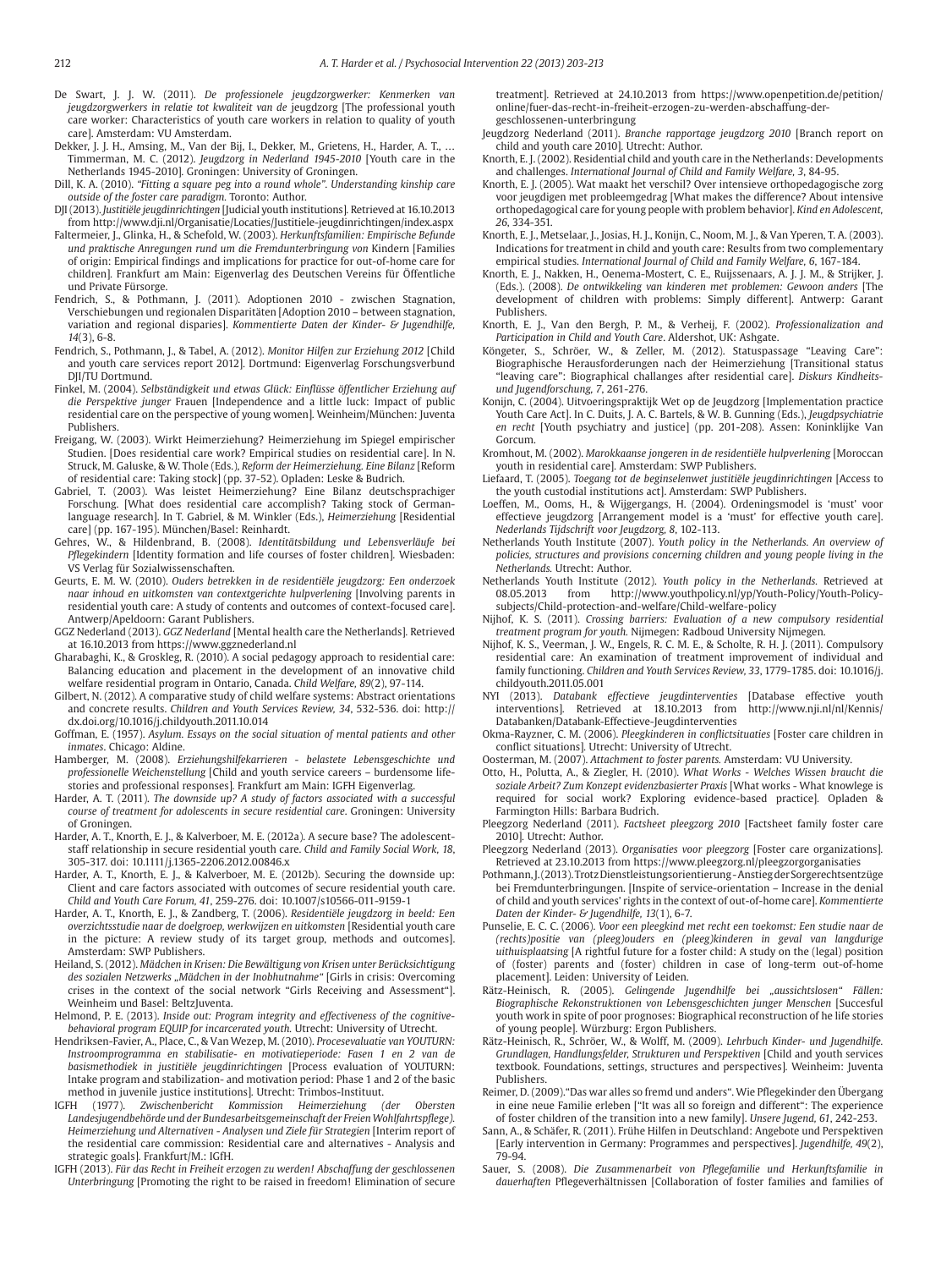De Swart, J. J. W. (2011). *De professionele jeugdzorgwerker: Kenmerken van jeugdzorgwerkers in relatie tot kwaliteit van de* jeugdzorg [The professional youth care worker: Characteristics of youth care workers in relation to quality of youth care]. Amsterdam: VU Amsterdam.

Dekker, J. J. H., Amsing, M., Van der Bij, I., Dekker, M., Grietens, H., Harder, A. T., … Timmerman, M. C. (2012). *Jeugdzorg in Nederland 1945-2010* [Youth care in the Netherlands 1945-2010]. Groningen: University of Groningen.

Dill, K. A. (2010). *"Fitting a square peg into a round whole". Understanding kinship care outside of the foster care paradigm.* Toronto: Author.

DJI (2013). *Justitiële jeugdinrichtingen* [Judicial youth institutions]. Retrieved at 16.10.2013 from http://www.dji.nl/Organisatie/Locaties/Justitiele-jeugdinrichtingen/index.aspx

Faltermeier, J., Glinka, H., & Schefold, W. (2003). *Herkunftsfamilien: Empirische Befunde und praktische Anregungen rund um die Fremdunterbringung von* Kindern [Families of origin: Empirical findings and implications for practice for out-of-home care for children]. Frankfurt am Main: Eigenverlag des Deutschen Vereins für Öffentliche und Private Fürsorge.

Fendrich, S., & Pothmann, J. (2011). Adoptionen 2010 - zwischen Stagnation, Verschiebungen und regionalen Disparitäten [Adoption 2010 – between stagnation, variation and regional disparies]. *Kommentierte Daten der Kinder- & Jugendhilfe, 14*(3), 6-8.

Fendrich, S., Pothmann, J., & Tabel, A. (2012). *Monitor Hilfen zur Erziehung 2012* [Child and youth care services report 2012]. Dortmund: Eigenverlag Forschungsverbund DJI/TU Dortmund.

Finkel, M. (2004). *Selbständigkeit und etwas Glück: Einflüsse öffentlicher Erziehung auf die Perspektive junger* Frauen [Independence and a little luck: Impact of public residential care on the perspective of young women]. Weinheim/München: Juventa Publishers.

Freigang, W. (2003). Wirkt Heimerziehung? Heimerziehung im Spiegel empirischer Studien. [Does residential care work? Empirical studies on residential care]. In N. Struck, M. Galuske, & W. Thole (Eds.), *Reform der Heimerziehung. Eine Bilanz* [Reform of residential care: Taking stock] (pp. 37-52). Opladen: Leske & Budrich.

Gabriel, T. (2003). Was leistet Heimerziehung? Eine Bilanz deutschsprachiger Forschung. [What does residential care accomplish? Taking stock of German-language research]. In T. Gabriel, & M. Winkler (Eds.), *Heimerziehung* [Residential care] (pp. 167-195). München/Basel: Reinhardt.

Gehres, W., & Hildenbrand, B. (2008). *Identitätsbildung und Lebensverläufe bei Pflegekindern* [Identity formation and life courses of foster children]. Wiesbaden: VS Verlag für Sozialwissenschaften.

Geurts, E. M. W. (2010). *Ouders betrekken in de residentiële jeugdzorg: Een onderzoek naar inhoud en uitkomsten van contextgerichte hulpverlening* [Involving parents in residential youth care: A study of contents and outcomes of context-focused care]. Antwerp/Apeldoorn: Garant Publishers.

GGZ Nederland (2013). *GGZ Nederland* [Mental health care the Netherlands]. Retrieved at 16.10.2013 from https://www.ggznederland.nl

Gharabaghi, K., & Groskleg, R. (2010). A social pedagogy approach to residential care: Balancing education and placement in the development of an innovative child welfare residential program in Ontario, Canada. *Child Welfare, 89*(2), 97-114.

Gilbert, N. (2012). A comparative study of child welfare systems: Abstract orientations and concrete results. *Children and Youth Services Review, 34*, 532-536. doi: http://dx.doi.org/10.1016/j.childyouth.2011.10.014

Goffman, E. (1957). *Asylum. Essays on the social situation of mental patients and other inmates*. Chicago: Aldine.

Hamberger, M. (2008). *Erziehungshilfekarrieren - belastete Lebensgeschichte und professionelle Weichenstellung* [Child and youth service careers – burdensome life-stories and professional responses]. Frankfurt am Main: IGFH Eigenverlag.

Harder, A. T. (2011). *The downside up? A study of factors associated with a successful course of treatment for adolescents in secure residential care*. Groningen: University of Groningen.

Harder, A. T., Knorth, E. J., & Kalverboer, M. E. (2012a). A secure base? The adolescent-staff relationship in secure residential youth care. *Child and Family Social Work, 18*, 305-317. doi: 10.1111/j.1365-2206.2012.00846.x

Harder, A. T., Knorth, E. J., & Kalverboer, M. E. (2012b). Securing the downside up: Client and care factors associated with outcomes of secure residential youth care. *Child and Youth Care Forum, 41*, 259-276. doi: 10.1007/s10566-011-9159-1

Harder, A. T., Knorth, E. J., & Zandberg, T. (2006). *Residentiële jeugdzorg in beeld: Een overzichtsstudie naar de doelgroep, werkwijzen en uitkomsten* [Residential youth care in the picture: A review study of its target group, methods and outcomes]. Amsterdam: SWP Publishers.

Heiland, S. (2012). *Mädchen in Krisen: Die Bewältigung von Krisen unter Berücksichtigung des sozialen Netzwerks „Mädchen in der Inobhutnahme"* [Girls in crisis: Overcoming crises in the context of the social network "Girls Receiving and Assessment"]. Weinheim und Basel: BeltzJuventa.

Helmond, P. E. (2013). *Inside out: Program integrity and effectiveness of the cognitive-behavioral program EQUIP for incarcerated youth.* Utrecht: University of Utrecht.

Hendriksen-Favier, A., Place, C., & Van Wezep, M. (2010). *Procesevaluatie van YOUTURN: Instroomprogramma en stabilisatie- en motivatieperiode: Fasen 1 en 2 van de basismethodiek in justitiële jeugdinrichtingen* [Process evaluation of YOUTURN: Intake program and stabilization- and motivation period: Phase 1 and 2 of the basic method in juvenile justice institutions]. Utrecht: Trimbos-Instituut.

IGFH (1977). *Zwischenbericht Kommission Heimerziehung (der Obersten Landesjugendbehörde und der Bundesarbeitsgemeinschaft der Freien Wohlfahrtspflege). Heimerziehung und Alternativen - Analysen und Ziele für Strategien* [Interim report of the residential care commission: Residential care and alternatives - Analysis and strategic goals]. Frankfurt/M.: IGfH.

IGFH (2013). *Für das Recht in Freiheit erzogen zu werden! Abschaffung der geschlossenen Unterbringung* [Promoting the right to be raised in freedom! Elimination of secure treatment]. Retrieved at 24.10.2013 from https://www.openpetition.de/petition/online/fuer-das-recht-in-freiheit-erzogen-zu-werden-abschaffung-der-geschlossenen-unterbringung

Jeugdzorg Nederland (2011). *Branche rapportage jeugdzorg 2010* [Branch report on child and youth care 2010]. Utrecht: Author.

Knorth, E. J. (2002). Residential child and youth care in the Netherlands: Developments and challenges. *International Journal of Child and Family Welfare, 3*, 84-95.

Knorth, E. J. (2005). Wat maakt het verschil? Over intensieve orthopedagogische zorg voor jeugdigen met probleemgedrag [What makes the difference? About intensive orthopedagogical care for young people with problem behavior]. *Kind en Adolescent, 26*, 334-351.

Knorth, E. J., Metselaar, J., Josias, H. J., Konijn, C., Noom, M. J., & Van Yperen, T. A. (2003). Indications for treatment in child and youth care: Results from two complementary empirical studies. *International Journal of Child and Family Welfare, 6*, 167-184.

Knorth, E. J., Nakken, H., Oenema-Mostert, C. E., Ruijssenaars, A. J. J. M., & Strijker, J. (Eds.). (2008). *De ontwikkeling van kinderen met problemen: Gewoon anders* [The development of children with problems: Simply different]. Antwerp: Garant Publishers.

Knorth, E. J., Van den Bergh, P. M., & Verheij, F. (2002). *Professionalization and Participation in Child and Youth Care*. Aldershot, UK: Ashgate.

Köngeter, S., Schröer, W., & Zeller, M. (2012). Statuspassage "Leaving Care": Biographische Herausforderungen nach der Heimerziehung [Transitional status "leaving care": Biographical challanges after residential care]. *Diskurs Kindheits- und Jugendforschung, 7*, 261-276.

Konijn, C. (2004). Uitvoeringspraktijk Wet op de Jeugdzorg [Implementation practice Youth Care Act]. In C. Duits, J. A. C. Bartels, & W. B. Gunning (Eds.), *Jeugdpsychiatrie en recht* [Youth psychiatry and justice] (pp. 201-208). Assen: Koninklijke Van Gorcum.

Kromhout, M. (2002). *Marokkaanse jongeren in de residentiële hulpverlening* [Moroccan youth in residential care]. Amsterdam: SWP Publishers.

Liefaard, T. (2005). *Toegang tot de beginselenwet justitiële jeugdinrichtingen* [Access to the youth custodial institutions act]. Amsterdam: SWP Publishers.

Loeffen, M., Ooms, H., & Wijgergangs, H. (2004). Ordeningsmodel is 'must' voor effectieve jeugdzorg [Arrangement model is a 'must' for effective youth care]. *Nederlands Tijdschrift voor Jeugdzorg, 8*, 102-113.

Netherlands Youth Institute (2007). *Youth policy in the Netherlands. An overview of policies, structures and provisions concerning children and young people living in the Netherlands.* Utrecht: Author.

Netherlands Youth Institute (2012). *Youth policy in the Netherlands.* Retrieved at 08.05.2013 from http://www.youthpolicy.nl/yp/Youth-Policy/Youth-Policy-subjects/Child-protection-and-welfare/Child-welfare-policy

Nijhof, K. S. (2011). *Crossing barriers: Evaluation of a new compulsory residential treatment program for youth.* Nijmegen: Radboud University Nijmegen.

Nijhof, K. S., Veerman, J. W., Engels, R. C. M. E., & Scholte, R. H. J. (2011). Compulsory residential care: An examination of treatment improvement of individual and family functioning. *Children and Youth Services Review, 33*, 1779-1785. doi: 10.1016/j.childyouth.2011.05.001

NYI (2013). *Databank effectieve jeugdinterventies* [Database effective youth interventions]. Retrieved at 18.10.2013 from http://www.nji.nl/nl/Kennis/Databanken/Databank-Effectieve-Jeugdinterventies

Okma-Rayzner, C. M. (2006). *Pleegkinderen in conflictsituaties* [Foster care children in conflict situations]. Utrecht: University of Utrecht.

Oosterman, M. (2007). *Attachment to foster parents.* Amsterdam: VU University.

Otto, H., Polutta, A., & Ziegler, H. (2010). *What Works - Welches Wissen braucht die soziale Arbeit? Zum Konzept evidenzbasierter Praxis* [What works - What knowlege is required for social work? Exploring evidence-based practice]. Opladen & Farmington Hills: Barbara Budrich.

Pleegzorg Nederland (2011). *Factsheet pleegzorg 2010* [Factsheet family foster care 2010]. Utrecht: Author.

Pleegzorg Nederland (2013). *Organisaties voor pleegzorg* [Foster care organizations]. Retrieved at 23.10.2013 from https://www.pleegzorg.nl/pleegzorgorganisaties

Pothmann, J. (2013). Trotz Dienstleistungsorientierung - Anstieg der Sorgerechtsentzüge bei Fremdunterbringungen. [Inspite of service-orientation – Increase in the denial of child and youth services' rights in the context of out-of-home care]. *Kommentierte Daten der Kinder- & Jugendhilfe, 13*(1), 6-7.

Punselie, E. C. C. (2006). *Voor een pleegkind met recht een toekomst: Een studie naar de (rechts)positie van (pleeg)ouders en (pleeg)kinderen in geval van langdurige uithuisplaatsing* [A rightful future for a foster child: A study on the (legal) position of (foster) parents and (foster) children in case of long-term out-of-home placement]. Leiden: University of Leiden.

Rätz-Heinisch, R. (2005). *Gelingende Jugendhilfe bei „aussichtslosen" Fällen: Biographische Rekonstruktionen von Lebensgeschichten junger Menschen* [Succesful youth work in spite of poor prognoses: Biographical reconstruction of he life stories of young people]. Würzburg: Ergon Publishers.

Rätz-Heinisch, R., Schröer, W., & Wolff, M. (2009). *Lehrbuch Kinder- und Jugendhilfe. Grundlagen, Handlungsfelder, Strukturen und Perspektiven* [Child and youth services textbook. Foundations, settings, structures and perspectives]. Weinheim: Juventa Publishers.

Reimer, D. (2009). "Das war alles so fremd und anders". Wie Pflegekinder den Übergang in eine neue Familie erleben ["It was all so foreign and different": The experience of foster children of the transition into a new family]. *Unsere Jugend, 61*, 242-253.

Sann, A., & Schäfer, R. (2011). Frühe Hilfen in Deutschland: Angebote und Perspektiven [Early intervention in Germany: Programmes and perspectives]. *Jugendhilfe, 49*(2), 79-94.

Sauer, S. (2008). *Die Zusammenarbeit von Pflegefamilie und Herkunftsfamilie in dauerhaften* Pflegeverhältnissen [Collaboration of foster families and families of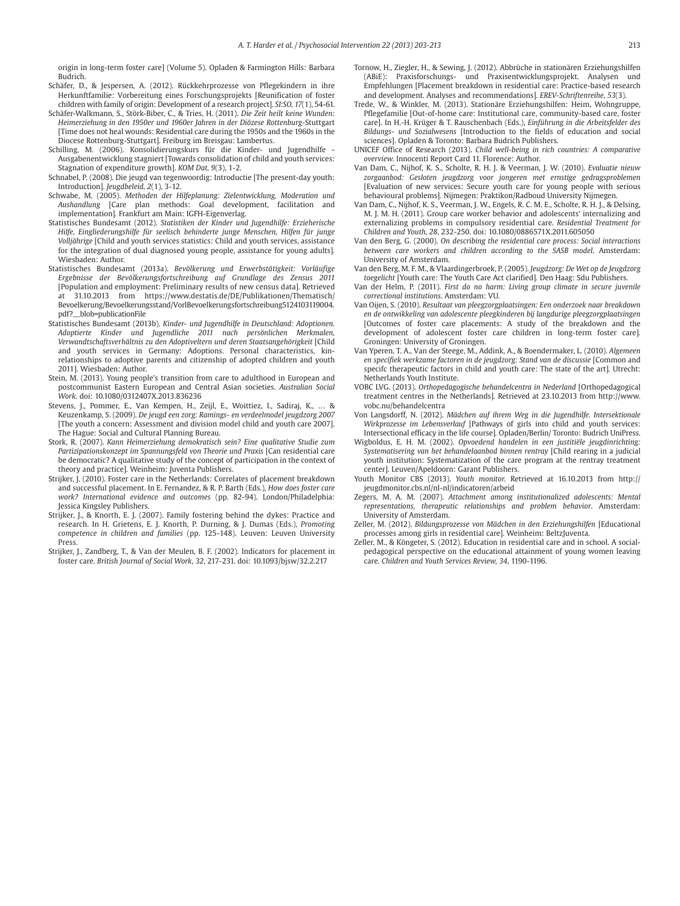origin in long-term foster care] (Volume 5). Opladen & Farmington Hills: Barbara Budrich.

Schäfer, D., & Jespersen, A. (2012). Rückkehrprozesse von Pflegekindern in ihre Herkunftfamilie: Vorbereitung eines Forschungsprojekts [Reunification of foster children with family of origin: Development of a research project]. *SI:SO, 17*(1), 54-61.

Schäfer-Walkmann, S., Störk-Biber, C., & Tries, H. (2011). *Die Zeit heilt keine Wunden: Heimerziehung in den 1950er und 1960er Jahren in der Diözese Rottenburg*-Stuttgart [Time does not heal wounds: Residential care during the 1950s and the 1960s in the Diocese Rottenburg-Stuttgart]. Freiburg im Breisgau: Lambertus.

Schilling, M. (2006). Konsolidierungskurs für die Kinder- und Jugendhilfe - Ausgabenentwicklung stagniert [Towards consolidation of child and youth services: Stagnation of expenditure growth]. *KOM Dat, 9*(3), 1-2.

Schnabel, P. (2008). Die jeugd van tegenwoordig: Introductie [The present-day youth: Introduction]. *Jeugdbeleid, 2*(1), 3-12.

Schwabe, M. (2005). *Methoden der Hilfeplanung: Zielentwicklung, Moderation und Aushandlung* [Care plan methods: Goal development, facilitation and implementation]. Frankfurt am Main: IGFH-Eigenverlag.

Statistisches Bundesamt (2012). *Statistiken der Kinder und Jugendhilfe: Erzieherische Hilfe, Eingliederungshilfe für seelisch behinderte junge Menschen, Hilfen für junge Volljährige* [Child and youth services statistics: Child and youth services, assistance for the integration of dual diagnosed young people, assistance for young adults]. Wiesbaden: Author.

Statistisches Bundesamt (2013a). *Bevölkerung und Erwerbstätigkeit: Vorläufige Ergebnisse der Bevölkerungsfortschreibung auf Grundlage des Zensus 2011* [Population and employment: Preliminary results of new census data]. Retrieved at 31.10.2013 from https://www.destatis.de/DE/Publikationen/Thematisch/Bevoelkerung/Bevoelkerungsstand/VorlBevoelkerungsfortschreibung5124103119004.pdf?__blob=publicationFile

Statistisches Bundesamt (2013b). *Kinder- und Jugendhilfe in Deutschland: Adoptionen. Adoptierte Kinder und Jugendliche 2011 nach persönlichen Merkmalen, Verwandtschaftsverhältnis zu den Adoptiveltern und deren Staatsangehörigkeit* [Child and youth services in Germany: Adoptions. Personal characteristics, kin-relationships to adoptive parents and citizenship of adopted children and youth 2011]. Wiesbaden: Author.

Stein, M. (2013). Young people's transition from care to adulthood in European and postcommunist Eastern European and Central Asian societies. *Australian Social Work*. doi: 10.1080/0312407X.2013.836236

Stevens, J., Pommer, E., Van Kempen, H., Zeijl, E., Woittiez, I., Sadiraj, K., ... & Keuzenkamp, S. (2009). *De jeugd een zorg: Ramings- en verdeelmodel jeugdzorg 2007* [The youth a concern: Assessment and division model child and youth care 2007]. The Hague: Social and Cultural Planning Bureau.

Stork, R. (2007). *Kann Heimerziehung demokratisch sein? Eine qualitative Studie zum Partizipationskonzept im Spannungsfeld von Theorie und Praxis* [Can residential care be democratic? A qualitative study of the concept of participation in the context of theory and practice]. Weinheim: Juventa Publishers.

Strijker, J. (2010). Foster care in the Netherlands: Correlates of placement breakdown and successful placement. In E. Fernandez, & R. P. Barth (Eds.), *How does foster care work? International evidence and outcomes* (pp. 82-94). London/Philadelphia: Jessica Kingsley Publishers.

Strijker, J., & Knorth, E. J. (2007). Family fostering behind the dykes: Practice and research. In H. Grietens, E. J. Knorth, P. Durning, & J. Dumas (Eds.), *Promoting competence in children and families* (pp. 125-148). Leuven: Leuven University Press.

Strijker, J., Zandberg, T., & Van der Meulen, B. F. (2002). Indicators for placement in foster care. *British Journal of Social Work, 32*, 217-231. doi: 10.1093/bjsw/32.2.217

Tornow, H., Ziegler, H., & Sewing, J. (2012). Abbrüche in stationären Erziehungshilfen (ABiE): Praxisforschungs- und Praxisentwicklungsprojekt. Analysen und Empfehlungen [Placement breakdown in residential care: Practice-based research and development. Analyses and recommendations]. *EREV-Schriftenreihe, 53*(3).

Trede, W., & Winkler, M. (2013). Stationäre Erziehungshilfen: Heim, Wohngruppe, Pflegefamilie [Out-of-home care: Institutional care, community-based care, foster care]. In H.-H. Krüger & T. Rauschenbach (Eds.), *Einführung in die Arbeitsfelder des Bildungs- und Sozialwesens* [Introduction to the fields of education and social sciences]. Opladen & Toronto: Barbara Budrich Publishers.

UNICEF Office of Research (2013). *Child well-being in rich countries: A comparative overview.* Innocenti Report Card 11. Florence: Author.

Van Dam, C., Nijhof, K. S., Scholte, R. H. J. & Veerman, J. W. (2010). *Evaluatie nieuw zorgaanbod: Gesloten jeugdzorg voor jongeren met ernstige gedragsproblemen* [Evaluation of new services: Secure youth care for young people with serious behavioural problems]. Nijmegen: Praktikon/Radboud University Nijmegen.

Van Dam, C., Nijhof, K. S., Veerman, J. W., Engels, R. C. M. E., Scholte, R. H. J., & Delsing, M. J. M. H. (2011). Group care worker behavior and adolescents' internalizing and externalizing problems in compulsory residential care. *Residential Treatment for Children and Youth, 28*, 232-250. doi: 10.1080/0886571X.2011.605050

Van den Berg, G. (2000). *On describing the residential care process: Social interactions between care workers and children according to the SASB model*. Amsterdam: University of Amsterdam.

Van den Berg, M. F. M., & Vlaardingerbroek, P. (2005). *Jeugdzorg: De Wet op de Jeugdzorg toegelicht* [Youth care: The Youth Care Act clarified]. Den Haag: Sdu Publishers.

Van der Helm, P. (2011). *First do no harm: Living group climate in secure juvenile correctional institutions*. Amsterdam: VU.

Van Oijen, S. (2010). *Resultaat van pleegzorgplaatsingen: Een onderzoek naar breakdown en de ontwikkeling van adolescente pleegkinderen bij langdurige pleegzorgplaatsingen* [Outcomes of foster care placements: A study of the breakdown and the development of adolescent foster care children in long-term foster care]. Groningen: University of Groningen.

Van Yperen, T. A., Van der Steege, M., Addink, A., & Boendermaker, L. (2010). *Algemeen en specifiek werkzame factoren in de jeugdzorg: Stand van de discussie* [Common and specifc therapeutic factors in child and youth care: The state of the art]. Utrecht: Netherlands Youth Institute.

VOBC LVG. (2013). *Orthopedagogische behandelcentra in Nederland* [Orthopedagogical treatment centres in the Netherlands]. Retrieved at 23.10.2013 from http://www.vobc.nu/behandelcentra

Von Langsdorff, N. (2012). *Mädchen auf ihrem Weg in die Jugendhilfe. Intersektionale Wirkprozesse im Lebensverlauf* [Pathways of girls into child and youth services: Intersectional efficacy in the life course]. Opladen/Berlin/ Toronto: Budrich UniPress.

Wigboldus, E. H. M. (2002). *Opvoedend handelen in een justitiële jeugdinrichting: Systematisering van het behandelaanbod binnen rentray* [Child rearing in a judicial youth institution: Systematization of the care program at the rentray treatment center]. Leuven/Apeldoorn: Garant Publishers.

Youth Monitor CBS (2013). *Youth monitor.* Retrieved at 16.10.2013 from http://jeugdmonitor.cbs.nl/nl-nl/indicatoren/arbeid

Zegers, M. A. M. (2007). *Attachment among institutionalized adolescents: Mental representations, therapeutic relationships and problem behavior*. Amsterdam: University of Amsterdam.

Zeller, M. (2012). *Bildungsprozesse von Mädchen in den Erziehungshilfen* [Educational processes among girls in residential care]. Weinheim: BeltzJuventa.

Zeller, M., & Köngeter, S. (2012). Education in residential care and in school. A social-pedagogical perspective on the educational attainment of young women leaving care. *Children and Youth Services Review, 34*, 1190-1196.